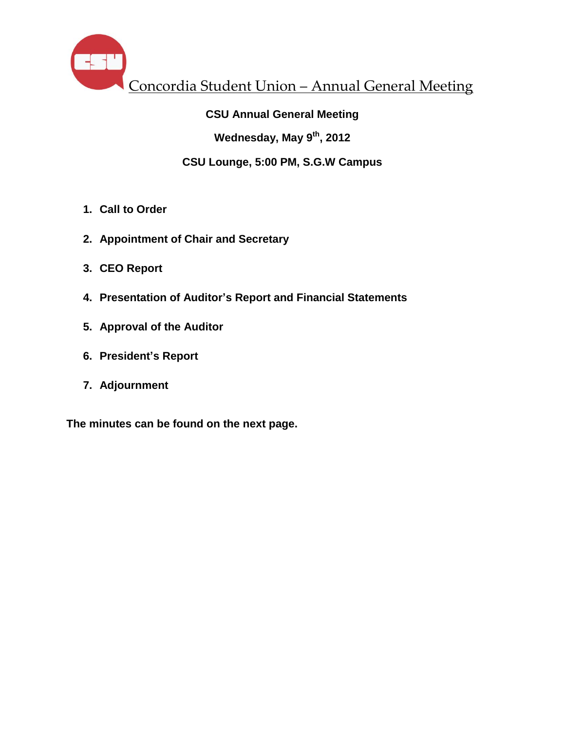# Concordia Student Union – Annual General Meeting

**CSU Annual General Meeting**

**Wednesday, May 9th, 2012**

**CSU Lounge, 5:00 PM, S.G.W Campus**

1. **Call to Order**
2. **Appointment of Chair and Secretary**
3. **CEO Report**
4. **Presentation of Auditor's Report and Financial Statements**
5. **Approval of the Auditor**
6. **President's Report**
7. **Adjournment**

**The minutes can be found on the next page.**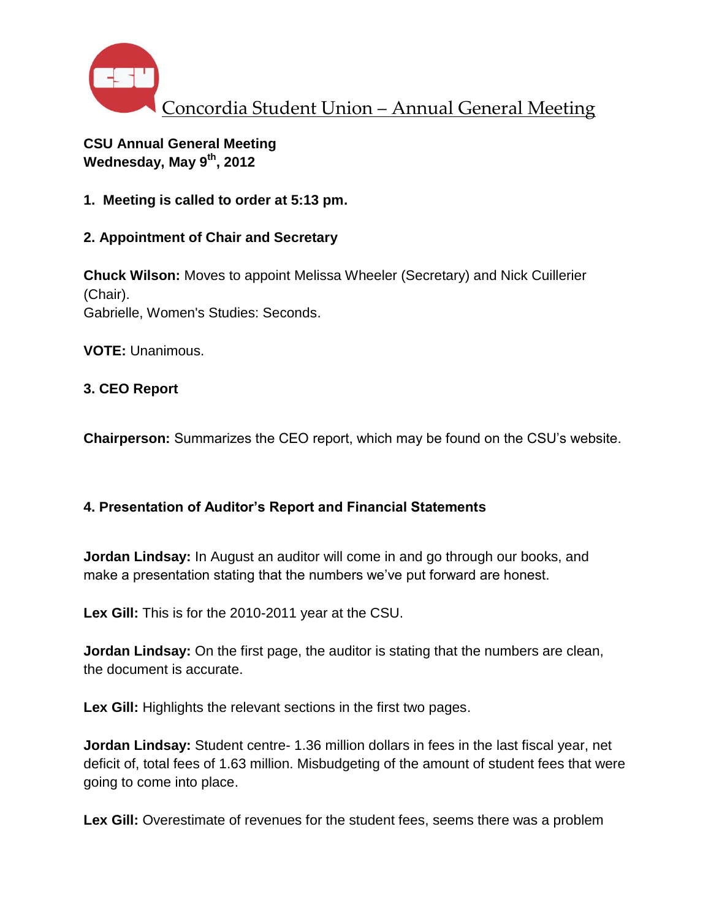# Concordia Student Union – Annual General Meeting

**CSU Annual General Meeting**
**Wednesday, May 9th, 2012**

**1. Meeting is called to order at 5:13 pm.**

**2. Appointment of Chair and Secretary**

**Chuck Wilson:** Moves to appoint Melissa Wheeler (Secretary) and Nick Cuillerier (Chair).
Gabrielle, Women's Studies: Seconds.

**VOTE:** Unanimous.

**3. CEO Report**

**Chairperson:** Summarizes the CEO report, which may be found on the CSU's website.

**4. Presentation of Auditor's Report and Financial Statements**

**Jordan Lindsay:** In August an auditor will come in and go through our books, and make a presentation stating that the numbers we've put forward are honest.

**Lex Gill:** This is for the 2010-2011 year at the CSU.

**Jordan Lindsay:** On the first page, the auditor is stating that the numbers are clean, the document is accurate.

**Lex Gill:** Highlights the relevant sections in the first two pages.

**Jordan Lindsay:** Student centre- 1.36 million dollars in fees in the last fiscal year, net deficit of, total fees of 1.63 million. Misbudgeting of the amount of student fees that were going to come into place.

**Lex Gill:** Overestimate of revenues for the student fees, seems there was a problem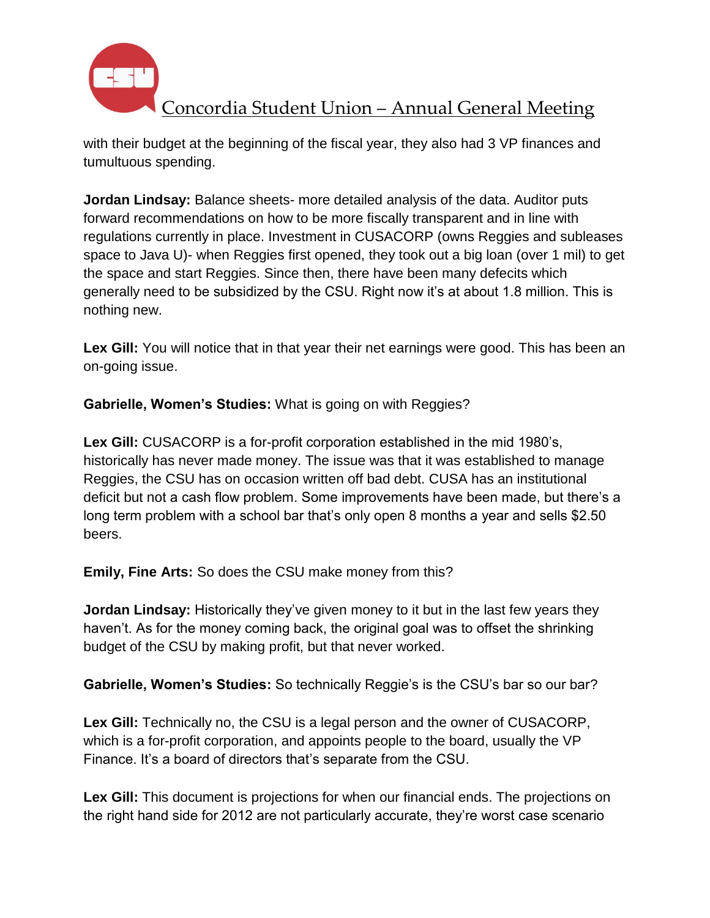with their budget at the beginning of the fiscal year, they also had 3 VP finances and tumultuous spending.

**Jordan Lindsay:** Balance sheets- more detailed analysis of the data. Auditor puts forward recommendations on how to be more fiscally transparent and in line with regulations currently in place. Investment in CUSACORP (owns Reggies and subleases space to Java U)- when Reggies first opened, they took out a big loan (over 1 mil) to get the space and start Reggies. Since then, there have been many defecits which generally need to be subsidized by the CSU. Right now it's at about 1.8 million. This is nothing new.

**Lex Gill:** You will notice that in that year their net earnings were good. This has been an on-going issue.

**Gabrielle, Women's Studies:** What is going on with Reggies?

**Lex Gill:** CUSACORP is a for-profit corporation established in the mid 1980's, historically has never made money. The issue was that it was established to manage Reggies, the CSU has on occasion written off bad debt. CUSA has an institutional deficit but not a cash flow problem. Some improvements have been made, but there's a long term problem with a school bar that's only open 8 months a year and sells $2.50 beers.

**Emily, Fine Arts:** So does the CSU make money from this?

**Jordan Lindsay:** Historically they've given money to it but in the last few years they haven't. As for the money coming back, the original goal was to offset the shrinking budget of the CSU by making profit, but that never worked.

**Gabrielle, Women's Studies:** So technically Reggie's is the CSU's bar so our bar?

**Lex Gill:** Technically no, the CSU is a legal person and the owner of CUSACORP, which is a for-profit corporation, and appoints people to the board, usually the VP Finance. It's a board of directors that's separate from the CSU.

**Lex Gill:** This document is projections for when our financial ends. The projections on the right hand side for 2012 are not particularly accurate, they're worst case scenario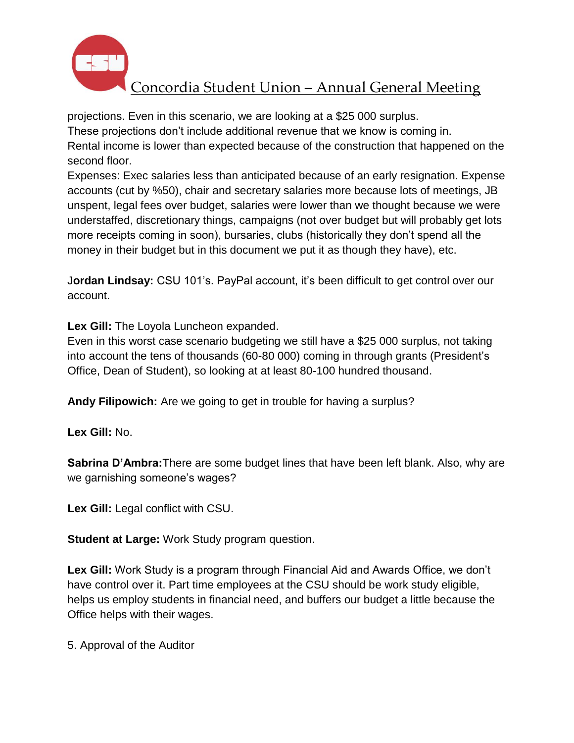projections. Even in this scenario, we are looking at a $25 000 surplus.
These projections don't include additional revenue that we know is coming in.
Rental income is lower than expected because of the construction that happened on the second floor.
Expenses: Exec salaries less than anticipated because of an early resignation. Expense accounts (cut by %50), chair and secretary salaries more because lots of meetings, JB unspent, legal fees over budget, salaries were lower than we thought because we were understaffed, discretionary things, campaigns (not over budget but will probably get lots more receipts coming in soon), bursaries, clubs (historically they don't spend all the money in their budget but in this document we put it as though they have), etc.

J**ordan Lindsay:** CSU 101's. PayPal account, it's been difficult to get control over our account.

**Lex Gill:** The Loyola Luncheon expanded.
Even in this worst case scenario budgeting we still have a $25 000 surplus, not taking into account the tens of thousands (60-80 000) coming in through grants (President's Office, Dean of Student), so looking at at least 80-100 hundred thousand.

**Andy Filipowich:** Are we going to get in trouble for having a surplus?

**Lex Gill:** No.

**Sabrina D'Ambra:**There are some budget lines that have been left blank. Also, why are we garnishing someone's wages?

**Lex Gill:** Legal conflict with CSU.

**Student at Large:** Work Study program question.

**Lex Gill:** Work Study is a program through Financial Aid and Awards Office, we don't have control over it. Part time employees at the CSU should be work study eligible, helps us employ students in financial need, and buffers our budget a little because the Office helps with their wages.

5. Approval of the Auditor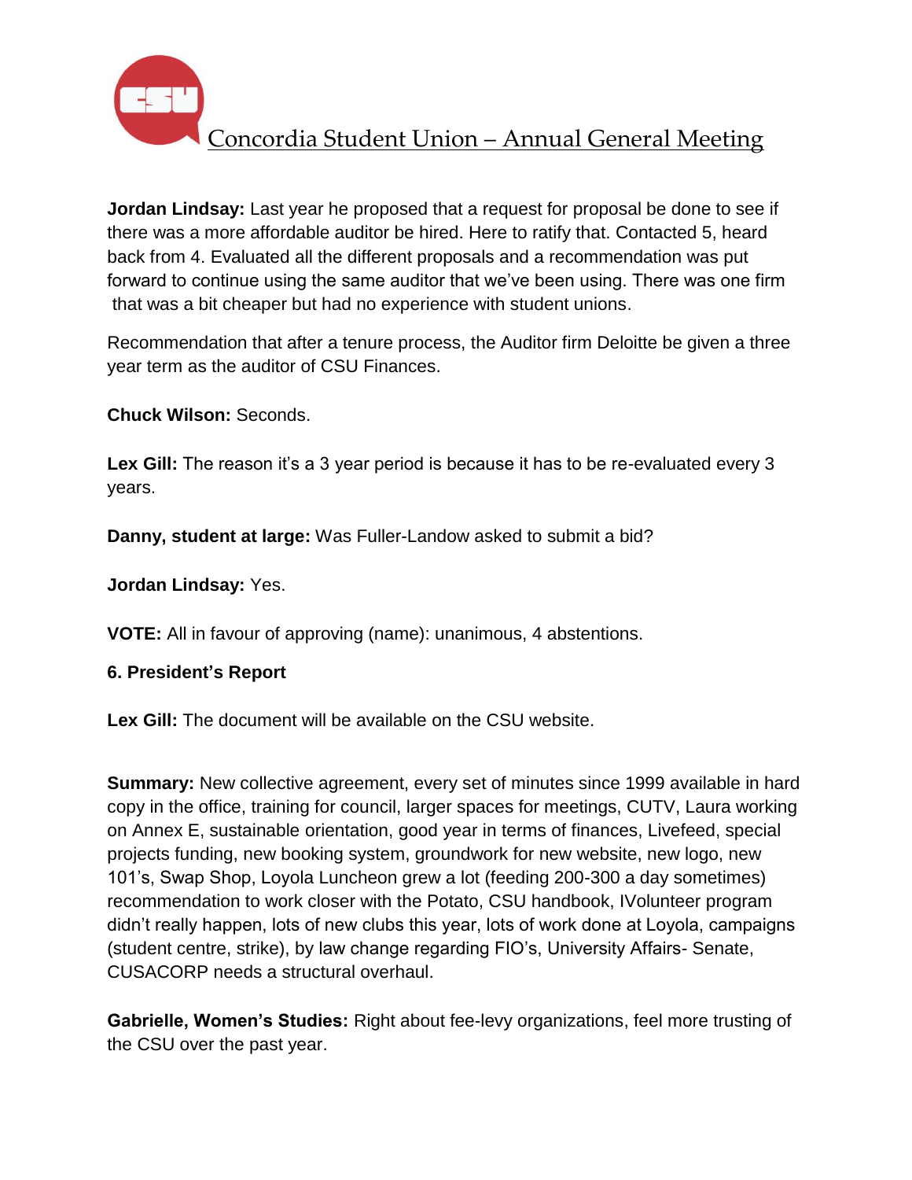**Jordan Lindsay:** Last year he proposed that a request for proposal be done to see if there was a more affordable auditor be hired. Here to ratify that. Contacted 5, heard back from 4. Evaluated all the different proposals and a recommendation was put forward to continue using the same auditor that we've been using. There was one firm that was a bit cheaper but had no experience with student unions.

Recommendation that after a tenure process, the Auditor firm Deloitte be given a three year term as the auditor of CSU Finances.

**Chuck Wilson:** Seconds.

**Lex Gill:** The reason it's a 3 year period is because it has to be re-evaluated every 3 years.

**Danny, student at large:** Was Fuller-Landow asked to submit a bid?

**Jordan Lindsay:** Yes.

**VOTE:** All in favour of approving (name): unanimous, 4 abstentions.

**6. President's Report**

**Lex Gill:** The document will be available on the CSU website.

**Summary:** New collective agreement, every set of minutes since 1999 available in hard copy in the office, training for council, larger spaces for meetings, CUTV, Laura working on Annex E, sustainable orientation, good year in terms of finances, Livefeed, special projects funding, new booking system, groundwork for new website, new logo, new 101's, Swap Shop, Loyola Luncheon grew a lot (feeding 200-300 a day sometimes) recommendation to work closer with the Potato, CSU handbook, IVolunteer program didn't really happen, lots of new clubs this year, lots of work done at Loyola, campaigns (student centre, strike), by law change regarding FIO's, University Affairs- Senate, CUSACORP needs a structural overhaul.

**Gabrielle, Women's Studies:** Right about fee-levy organizations, feel more trusting of the CSU over the past year.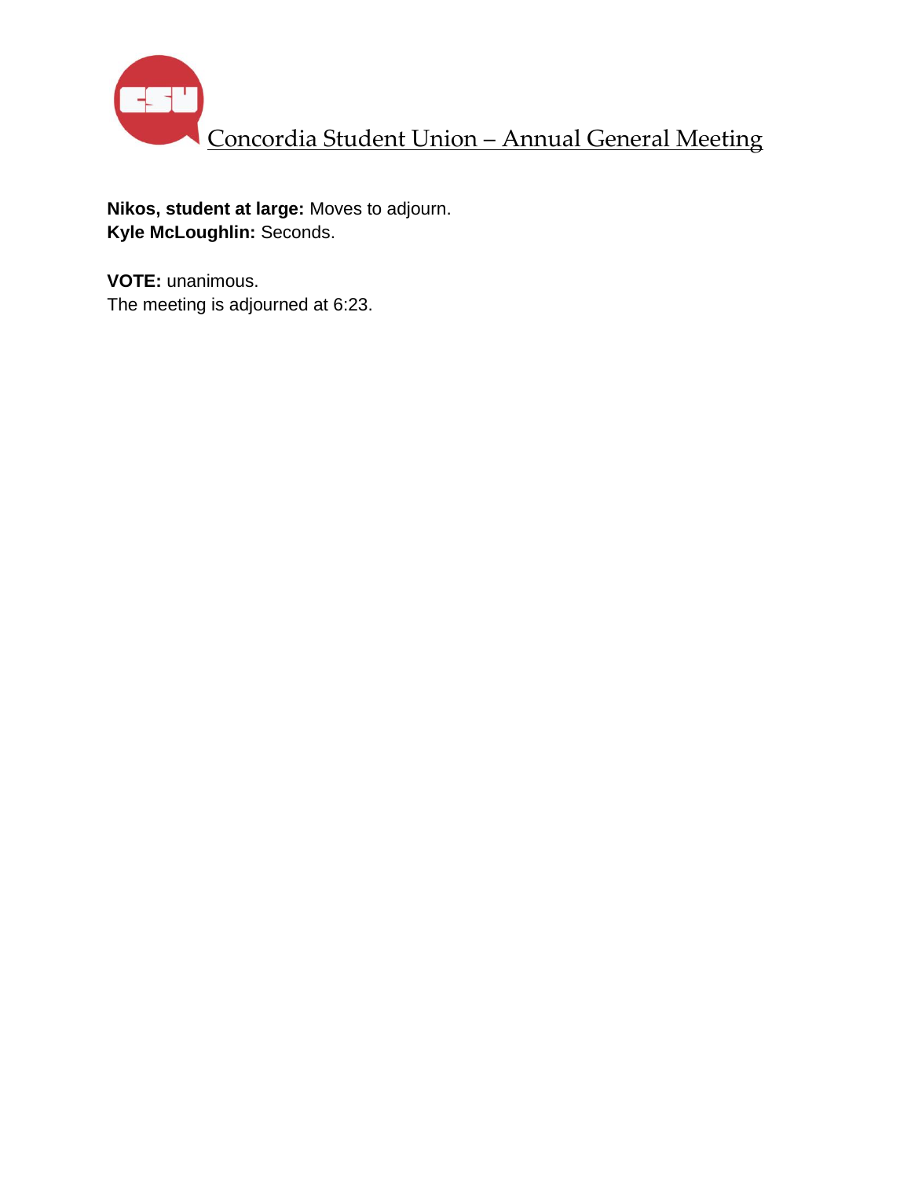**Nikos, student at large:** Moves to adjourn.
**Kyle McLoughlin:** Seconds.

**VOTE:** unanimous.
The meeting is adjourned at 6:23.